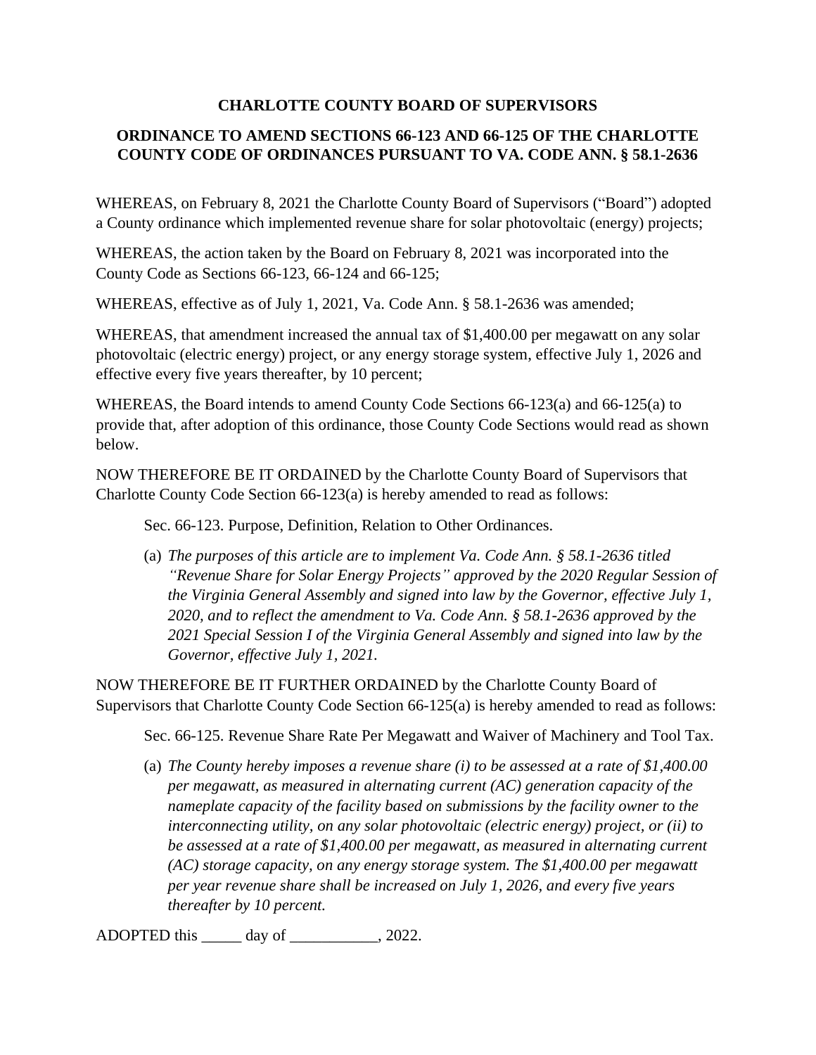# CHARLOTTE COUNTY BOARD OF SUPERVISORS

## ORDINANCE TO AMEND SECTIONS 66-123 AND 66-125 OF THE CHARLOTTE COUNTY CODE OF ORDINANCES PURSUANT TO VA. CODE ANN. § 58.1-2636

WHEREAS, on February 8, 2021 the Charlotte County Board of Supervisors ("Board") adopted a County ordinance which implemented revenue share for solar photovoltaic (energy) projects;

WHEREAS, the action taken by the Board on February 8, 2021 was incorporated into the County Code as Sections 66-123, 66-124 and 66-125;

WHEREAS, effective as of July 1, 2021, Va. Code Ann. § 58.1-2636 was amended;

WHEREAS, that amendment increased the annual tax of $1,400.00 per megawatt on any solar photovoltaic (electric energy) project, or any energy storage system, effective July 1, 2026 and effective every five years thereafter, by 10 percent;

WHEREAS, the Board intends to amend County Code Sections 66-123(a) and 66-125(a) to provide that, after adoption of this ordinance, those County Code Sections would read as shown below.

NOW THEREFORE BE IT ORDAINED by the Charlotte County Board of Supervisors that Charlotte County Code Section 66-123(a) is hereby amended to read as follows:

> Sec. 66-123. Purpose, Definition, Relation to Other Ordinances.
>
> (a) *The purposes of this article are to implement Va. Code Ann. § 58.1-2636 titled "Revenue Share for Solar Energy Projects" approved by the 2020 Regular Session of the Virginia General Assembly and signed into law by the Governor, effective July 1, 2020, and to reflect the amendment to Va. Code Ann. § 58.1-2636 approved by the 2021 Special Session I of the Virginia General Assembly and signed into law by the Governor, effective July 1, 2021.*

NOW THEREFORE BE IT FURTHER ORDAINED by the Charlotte County Board of Supervisors that Charlotte County Code Section 66-125(a) is hereby amended to read as follows:

> Sec. 66-125. Revenue Share Rate Per Megawatt and Waiver of Machinery and Tool Tax.
>
> (a) *The County hereby imposes a revenue share (i) to be assessed at a rate of $1,400.00 per megawatt, as measured in alternating current (AC) generation capacity of the nameplate capacity of the facility based on submissions by the facility owner to the interconnecting utility, on any solar photovoltaic (electric energy) project, or (ii) to be assessed at a rate of $1,400.00 per megawatt, as measured in alternating current (AC) storage capacity, on any energy storage system. The $1,400.00 per megawatt per year revenue share shall be increased on July 1, 2026, and every five years thereafter by 10 percent.*

ADOPTED this _____ day of ___________, 2022.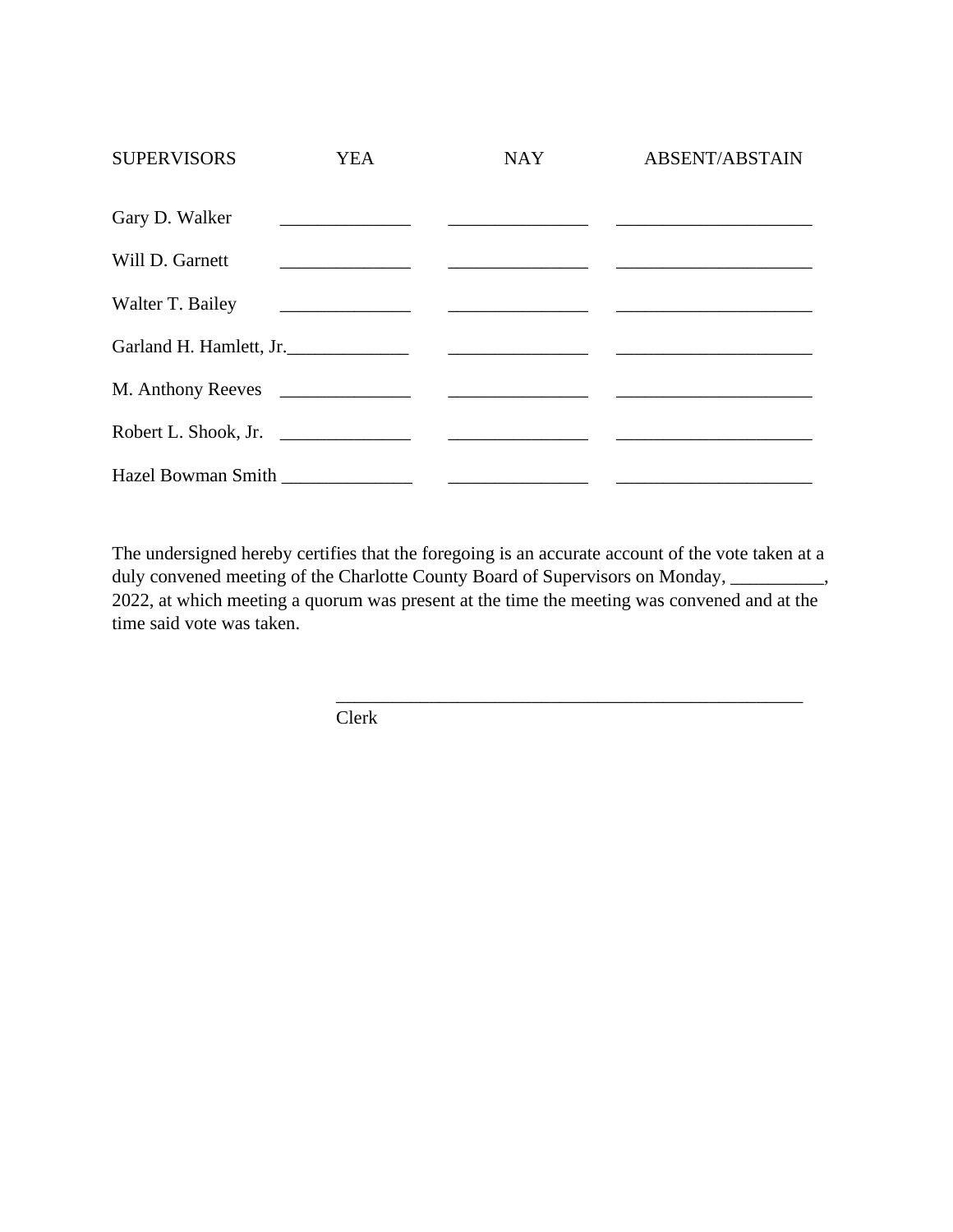| SUPERVISORS | YEA | NAY | ABSENT/ABSTAIN |
| --- | --- | --- | --- |
| Gary D. Walker | | | |
| Will D. Garnett | | | |
| Walter T. Bailey | | | |
| Garland H. Hamlett, Jr. | | | |
| M. Anthony Reeves | | | |
| Robert L. Shook, Jr. | | | |
| Hazel Bowman Smith | | | |

The undersigned hereby certifies that the foregoing is an accurate account of the vote taken at a duly convened meeting of the Charlotte County Board of Supervisors on Monday, __________, 2022, at which meeting a quorum was present at the time the meeting was convened and at the time said vote was taken.

____________________________________________________

Clerk